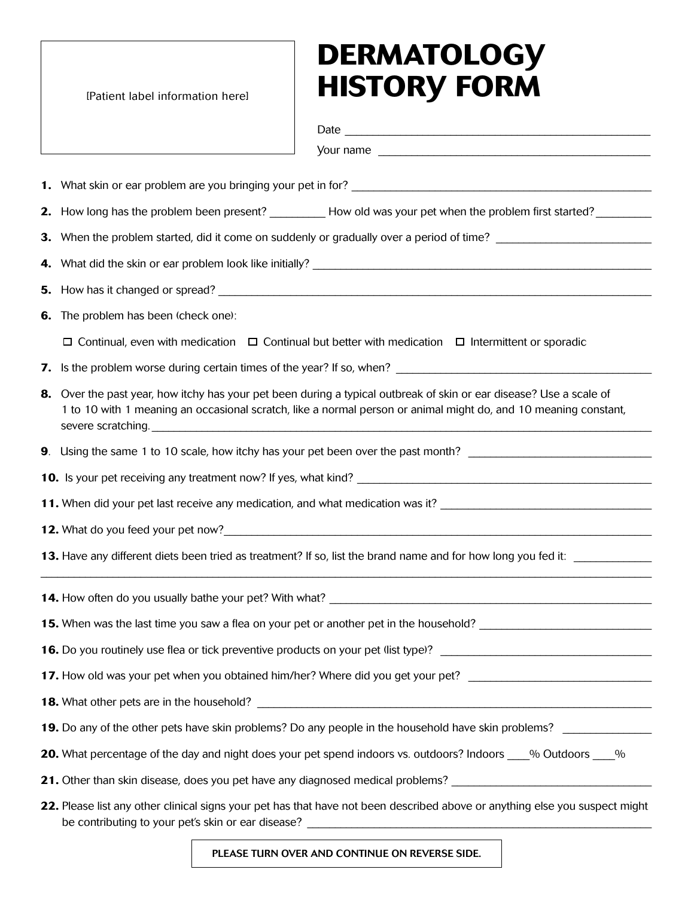[Patient label information here]

# DERMATOLOGY HISTORY FORM

Date ___________________________________________

Your name ______________________________________

**1.** What skin or ear problem are you bringing your pet in for? ___________________________________________

**2.** How long has the problem been present? _________ How old was your pet when the problem first started? _________

**3.** When the problem started, did it come on suddenly or gradually over a period of time? _________________________

**4.** What did the skin or ear problem look like initially? ___________________________________________

**5.** How has it changed or spread? ___________________________________________

**6.** The problem has been (check one):

☐ Continual, even with medication ☐ Continual but better with medication ☐ Intermittent or sporadic

**7.** Is the problem worse during certain times of the year? If so, when? ___________________________________________

**8.** Over the past year, how itchy has your pet been during a typical outbreak of skin or ear disease? Use a scale of 1 to 10 with 1 meaning an occasional scratch, like a normal person or animal might do, and 10 meaning constant, severe scratching. ___________________________________________

**9**. Using the same 1 to 10 scale, how itchy has your pet been over the past month? _____________________________

**10.** Is your pet receiving any treatment now? If yes, what kind? ___________________________________________

**11.** When did your pet last receive any medication, and what medication was it? ___________________________________

**12.** What do you feed your pet now? ___________________________________________

**13.** Have any different diets been tried as treatment? If so, list the brand name and for how long you fed it: ____________

___________________________________________

**14.** How often do you usually bathe your pet? With what? ___________________________________________

**15.** When was the last time you saw a flea on your pet or another pet in the household? ____________________________

**16.** Do you routinely use flea or tick preventive products on your pet (list type)? __________________________________

**17.** How old was your pet when you obtained him/her? Where did you get your pet? ______________________________

**18.** What other pets are in the household? ___________________________________________

**19.** Do any of the other pets have skin problems? Do any people in the household have skin problems? ______________

**20.** What percentage of the day and night does your pet spend indoors vs. outdoors? Indoors ____% Outdoors ____%

**21.** Other than skin disease, does you pet have any diagnosed medical problems? ________________________________

**22.** Please list any other clinical signs your pet has that have not been described above or anything else you suspect might be contributing to your pet's skin or ear disease? ___________________________________________

**PLEASE TURN OVER AND CONTINUE ON REVERSE SIDE.**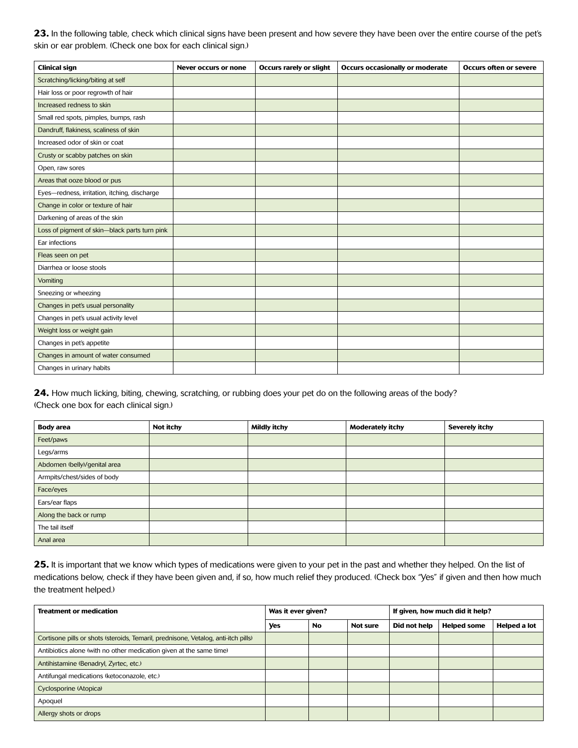**23.** In the following table, check which clinical signs have been present and how severe they have been over the entire course of the pet's skin or ear problem. (Check one box for each clinical sign.)

| Clinical sign | Never occurs or none | Occurs rarely or slight | Occurs occasionally or moderate | Occurs often or severe |
|---|---|---|---|---|
| Scratching/licking/biting at self | | | | |
| Hair loss or poor regrowth of hair | | | | |
| Increased redness to skin | | | | |
| Small red spots, pimples, bumps, rash | | | | |
| Dandruff, flakiness, scaliness of skin | | | | |
| Increased odor of skin or coat | | | | |
| Crusty or scabby patches on skin | | | | |
| Open, raw sores | | | | |
| Areas that ooze blood or pus | | | | |
| Eyes—redness, irritation, itching, discharge | | | | |
| Change in color or texture of hair | | | | |
| Darkening of areas of the skin | | | | |
| Loss of pigment of skin—black parts turn pink | | | | |
| Ear infections | | | | |
| Fleas seen on pet | | | | |
| Diarrhea or loose stools | | | | |
| Vomiting | | | | |
| Sneezing or wheezing | | | | |
| Changes in pet's usual personality | | | | |
| Changes in pet's usual activity level | | | | |
| Weight loss or weight gain | | | | |
| Changes in pet's appetite | | | | |
| Changes in amount of water consumed | | | | |
| Changes in urinary habits | | | | |

**24.** How much licking, biting, chewing, scratching, or rubbing does your pet do on the following areas of the body? (Check one box for each clinical sign.)

| Body area | Not itchy | Mildly itchy | Moderately itchy | Severely itchy |
|---|---|---|---|---|
| Feet/paws | | | | |
| Legs/arms | | | | |
| Abdomen (belly)/genital area | | | | |
| Armpits/chest/sides of body | | | | |
| Face/eyes | | | | |
| Ears/ear flaps | | | | |
| Along the back or rump | | | | |
| The tail itself | | | | |
| Anal area | | | | |

**25.** It is important that we know which types of medications were given to your pet in the past and whether they helped. On the list of medications below, check if they have been given and, if so, how much relief they produced. (Check box "Yes" if given and then how much the treatment helped.)

| Treatment or medication | Was it ever given? | | | If given, how much did it help? | | |
|---|---|---|---|---|---|---|
| | Yes | No | Not sure | Did not help | Helped some | Helped a lot |
| Cortisone pills or shots (steroids, Temaril, prednisone, Vetalog, anti-itch pills) | | | | | | |
| Antibiotics alone (with no other medication given at the same time) | | | | | | |
| Antihistamine (Benadryl, Zyrtec, etc.) | | | | | | |
| Antifungal medications (ketoconazole, etc.) | | | | | | |
| Cyclosporine (Atopica) | | | | | | |
| Apoquel | | | | | | |
| Allergy shots or drops | | | | | | |